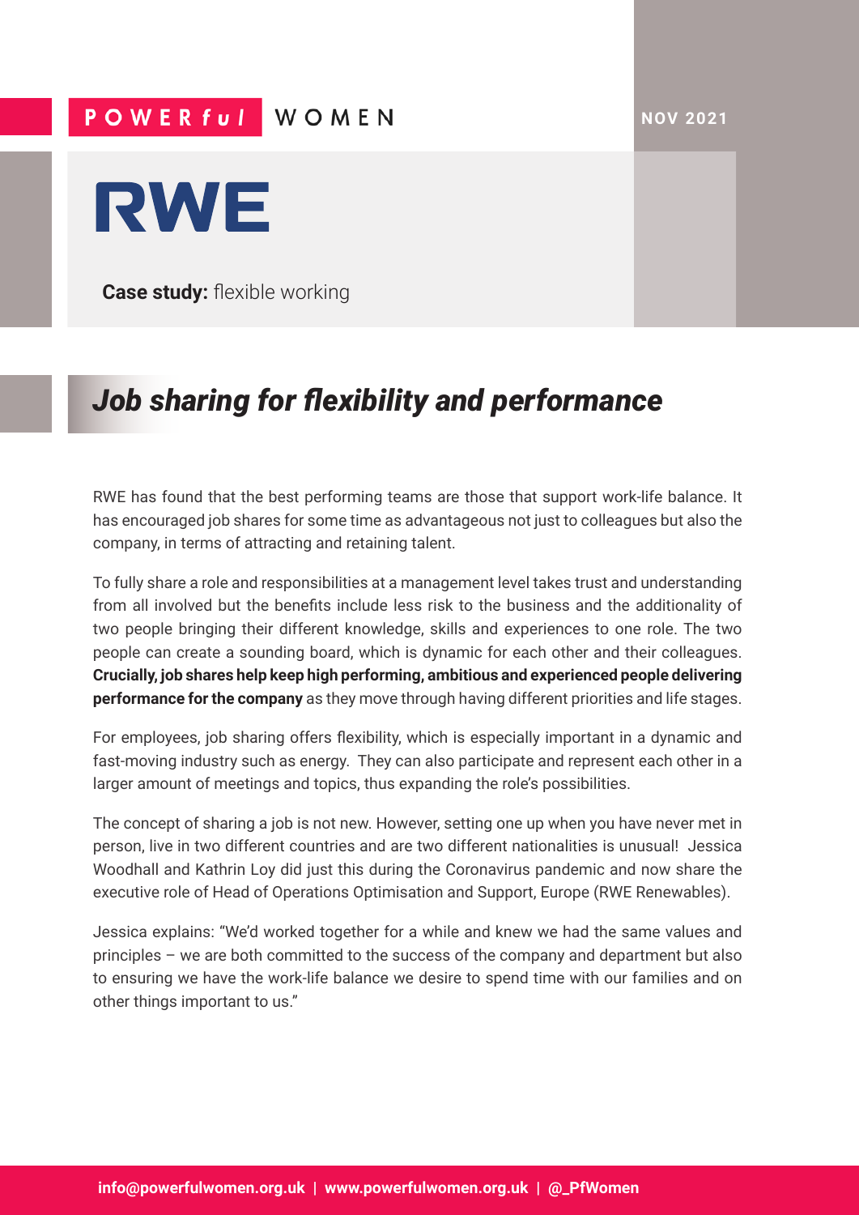POWERful WOMEN

NOV 2021

# RWE

**Case study:** flexible working

## *Job sharing for flexibility and performance*

RWE has found that the best performing teams are those that support work-life balance. It has encouraged job shares for some time as advantageous not just to colleagues but also the company, in terms of attracting and retaining talent.

To fully share a role and responsibilities at a management level takes trust and understanding from all involved but the benefits include less risk to the business and the additionality of two people bringing their different knowledge, skills and experiences to one role. The two people can create a sounding board, which is dynamic for each other and their colleagues. **Crucially, job shares help keep high performing, ambitious and experienced people delivering performance for the company** as they move through having different priorities and life stages.

For employees, job sharing offers flexibility, which is especially important in a dynamic and fast-moving industry such as energy. They can also participate and represent each other in a larger amount of meetings and topics, thus expanding the role's possibilities.

The concept of sharing a job is not new. However, setting one up when you have never met in person, live in two different countries and are two different nationalities is unusual! Jessica Woodhall and Kathrin Loy did just this during the Coronavirus pandemic and now share the executive role of Head of Operations Optimisation and Support, Europe (RWE Renewables).

Jessica explains: "We'd worked together for a while and knew we had the same values and principles – we are both committed to the success of the company and department but also to ensuring we have the work-life balance we desire to spend time with our families and on other things important to us."

**info@powerfulwomen.org.uk | www.powerfulwomen.org.uk | @_PfWomen**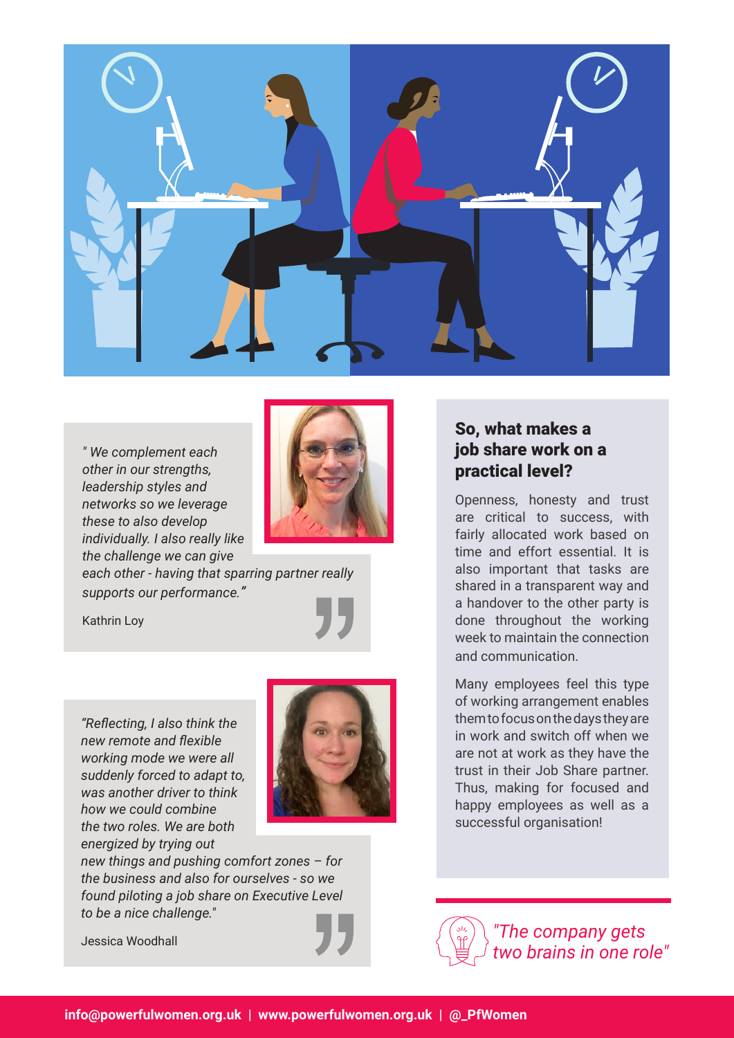*" We complement each other in our strengths, leadership styles and networks so we leverage these to also develop individually. I also really like the challenge we can give each other - having that sparring partner really supports our performance."*

Kathrin Loy

*"Reflecting, I also think the new remote and flexible working mode we were all suddenly forced to adapt to, was another driver to think how we could combine the two roles. We are both energized by trying out new things and pushing comfort zones – for the business and also for ourselves - so we found piloting a job share on Executive Level to be a nice challenge."*

Jessica Woodhall

## So, what makes a job share work on a practical level?

Openness, honesty and trust are critical to success, with fairly allocated work based on time and effort essential. It is also important that tasks are shared in a transparent way and a handover to the other party is done throughout the working week to maintain the connection and communication.

Many employees feel this type of working arrangement enables them to focus on the days they are in work and switch off when we are not at work as they have the trust in their Job Share partner. Thus, making for focused and happy employees as well as a successful organisation!

*"The company gets two brains in one role"*

**info@powerfulwomen.org.uk | www.powerfulwomen.org.uk | @_PfWomen**